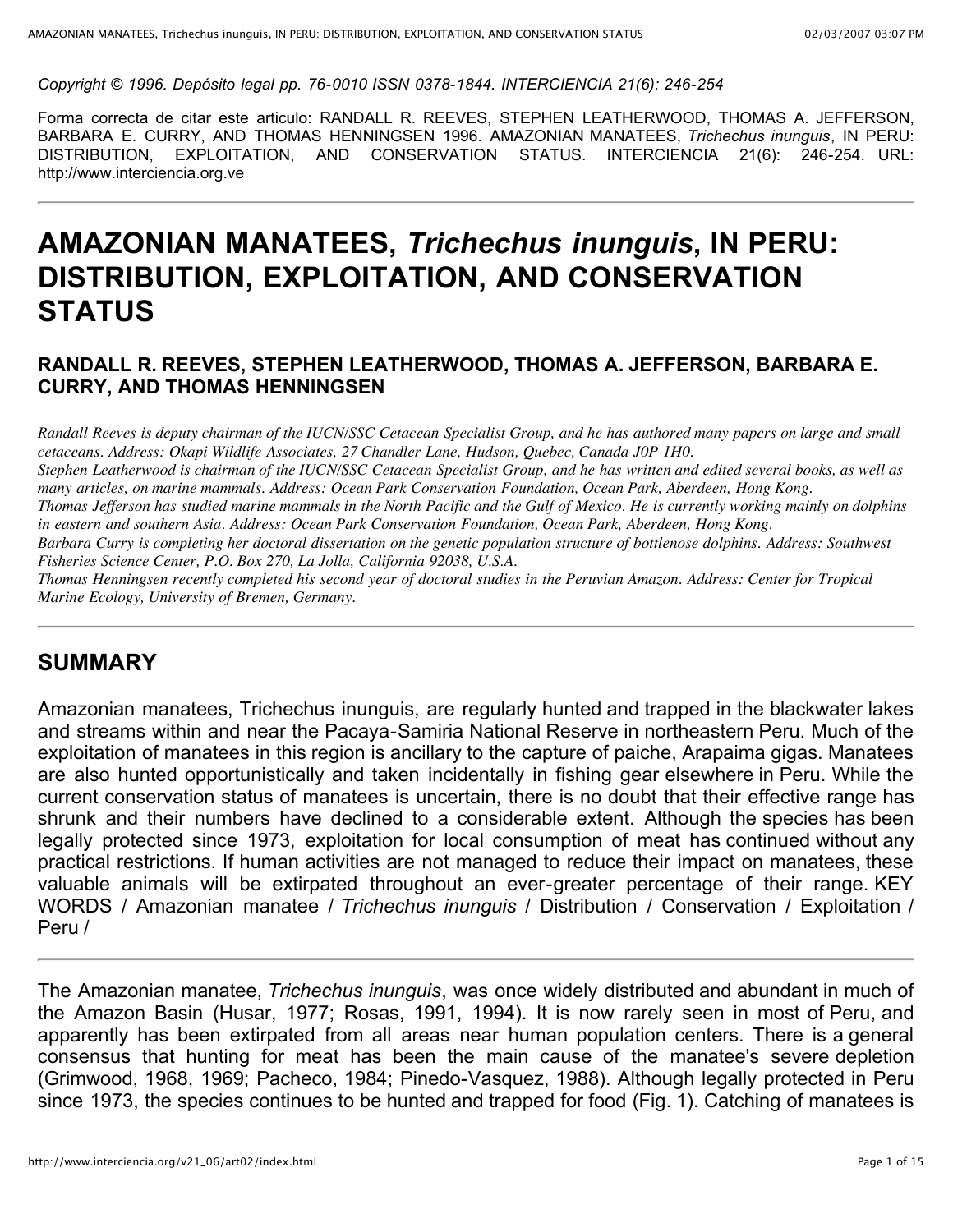*Copyright © 1996. Depósito legal pp. 76-0010 ISSN 0378-1844. INTERCIENCIA 21(6): 246-254*

Forma correcta de citar este articulo: RANDALL R. REEVES, STEPHEN LEATHERWOOD, THOMAS A. JEFFERSON, BARBARA E. CURRY, AND THOMAS HENNINGSEN 1996. AMAZONIAN MANATEES, *Trichechus inunguis*, IN PERU: DISTRIBUTION, EXPLOITATION, AND CONSERVATION STATUS. INTERCIENCIA 21(6): 246-254. URL: http://www.interciencia.org.ve

---

# AMAZONIAN MANATEES, *Trichechus inunguis*, IN PERU: DISTRIBUTION, EXPLOITATION, AND CONSERVATION STATUS

### RANDALL R. REEVES, STEPHEN LEATHERWOOD, THOMAS A. JEFFERSON, BARBARA E. CURRY, AND THOMAS HENNINGSEN

*Randall Reeves is deputy chairman of the IUCN/SSC Cetacean Specialist Group, and he has authored many papers on large and small cetaceans. Address: Okapi Wildlife Associates, 27 Chandler Lane, Hudson, Quebec, Canada J0P 1H0.*
*Stephen Leatherwood is chairman of the IUCN/SSC Cetacean Specialist Group, and he has written and edited several books, as well as many articles, on marine mammals. Address: Ocean Park Conservation Foundation, Ocean Park, Aberdeen, Hong Kong.*
*Thomas Jefferson has studied marine mammals in the North Pacific and the Gulf of Mexico. He is currently working mainly on dolphins in eastern and southern Asia. Address: Ocean Park Conservation Foundation, Ocean Park, Aberdeen, Hong Kong.*
*Barbara Curry is completing her doctoral dissertation on the genetic population structure of bottlenose dolphins. Address: Southwest Fisheries Science Center, P.O. Box 270, La Jolla, California 92038, U.S.A.*
*Thomas Henningsen recently completed his second year of doctoral studies in the Peruvian Amazon. Address: Center for Tropical Marine Ecology, University of Bremen, Germany.*

---

## SUMMARY

Amazonian manatees, Trichechus inunguis, are regularly hunted and trapped in the blackwater lakes and streams within and near the Pacaya-Samiria National Reserve in northeastern Peru. Much of the exploitation of manatees in this region is ancillary to the capture of paiche, Arapaima gigas. Manatees are also hunted opportunistically and taken incidentally in fishing gear elsewhere in Peru. While the current conservation status of manatees is uncertain, there is no doubt that their effective range has shrunk and their numbers have declined to a considerable extent. Although the species has been legally protected since 1973, exploitation for local consumption of meat has continued without any practical restrictions. If human activities are not managed to reduce their impact on manatees, these valuable animals will be extirpated throughout an ever-greater percentage of their range. KEY WORDS / Amazonian manatee / *Trichechus inunguis* / Distribution / Conservation / Exploitation / Peru /

---

The Amazonian manatee, *Trichechus inunguis*, was once widely distributed and abundant in much of the Amazon Basin (Husar, 1977; Rosas, 1991, 1994). It is now rarely seen in most of Peru, and apparently has been extirpated from all areas near human population centers. There is a general consensus that hunting for meat has been the main cause of the manatee's severe depletion (Grimwood, 1968, 1969; Pacheco, 1984; Pinedo-Vasquez, 1988). Although legally protected in Peru since 1973, the species continues to be hunted and trapped for food (Fig. 1). Catching of manatees is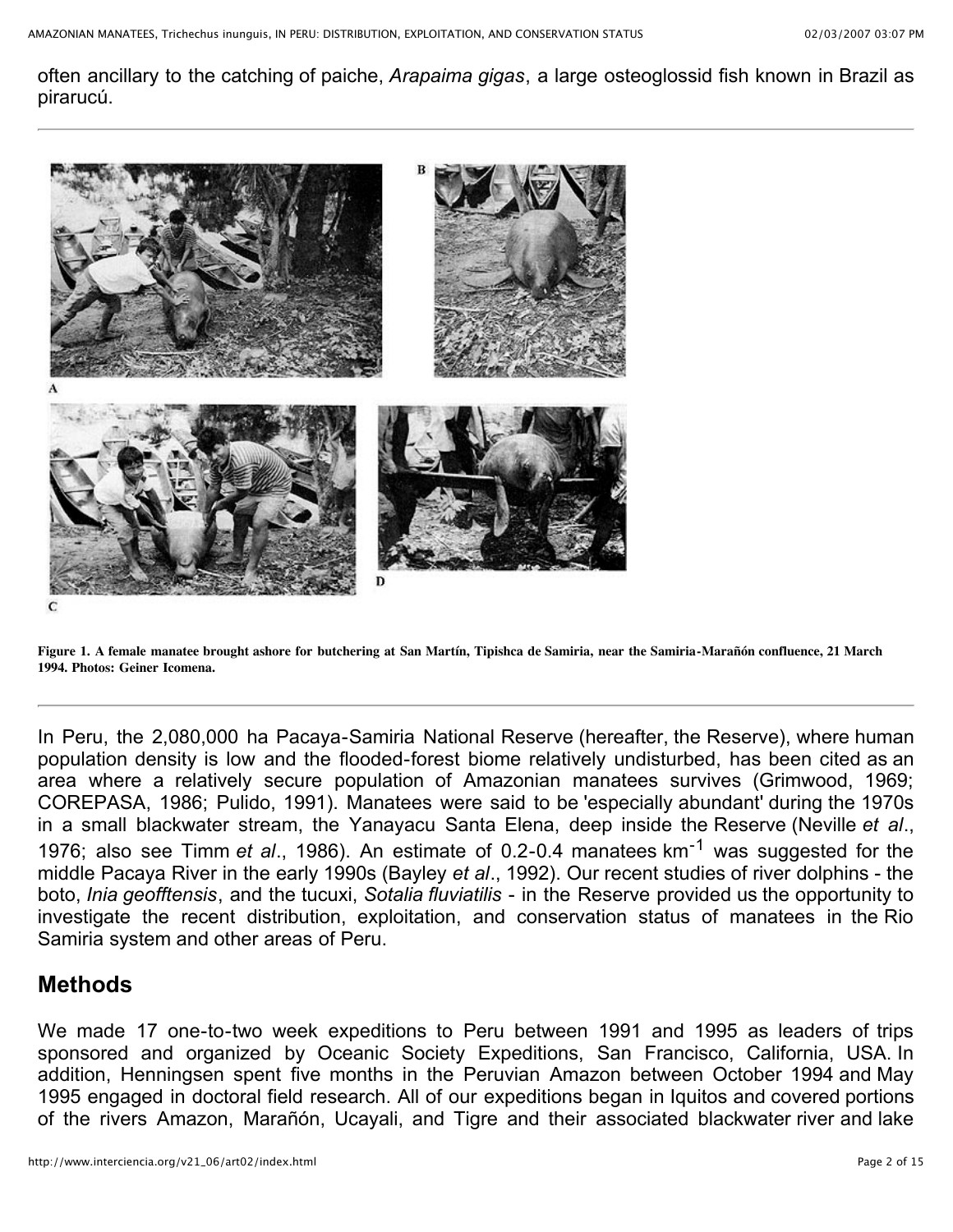often ancillary to the catching of paiche, *Arapaima gigas*, a large osteoglossid fish known in Brazil as pirarucú.

**Figure 1. A female manatee brought ashore for butchering at San Martín, Tipishca de Samiria, near the Samiria-Marañón confluence, 21 March 1994. Photos: Geiner Icomena.**

In Peru, the 2,080,000 ha Pacaya-Samiria National Reserve (hereafter, the Reserve), where human population density is low and the flooded-forest biome relatively undisturbed, has been cited as an area where a relatively secure population of Amazonian manatees survives (Grimwood, 1969; COREPASA, 1986; Pulido, 1991). Manatees were said to be 'especially abundant' during the 1970s in a small blackwater stream, the Yanayacu Santa Elena, deep inside the Reserve (Neville *et al*., 1976; also see Timm *et al*., 1986). An estimate of 0.2-0.4 manatees $km^{-1}$ was suggested for the middle Pacaya River in the early 1990s (Bayley *et al*., 1992). Our recent studies of river dolphins - the boto, *Inia geofftensis*, and the tucuxi, *Sotalia fluviatilis* - in the Reserve provided us the opportunity to investigate the recent distribution, exploitation, and conservation status of manatees in the Rio Samiria system and other areas of Peru.

## Methods

We made 17 one-to-two week expeditions to Peru between 1991 and 1995 as leaders of trips sponsored and organized by Oceanic Society Expeditions, San Francisco, California, USA. In addition, Henningsen spent five months in the Peruvian Amazon between October 1994 and May 1995 engaged in doctoral field research. All of our expeditions began in Iquitos and covered portions of the rivers Amazon, Marañón, Ucayali, and Tigre and their associated blackwater river and lake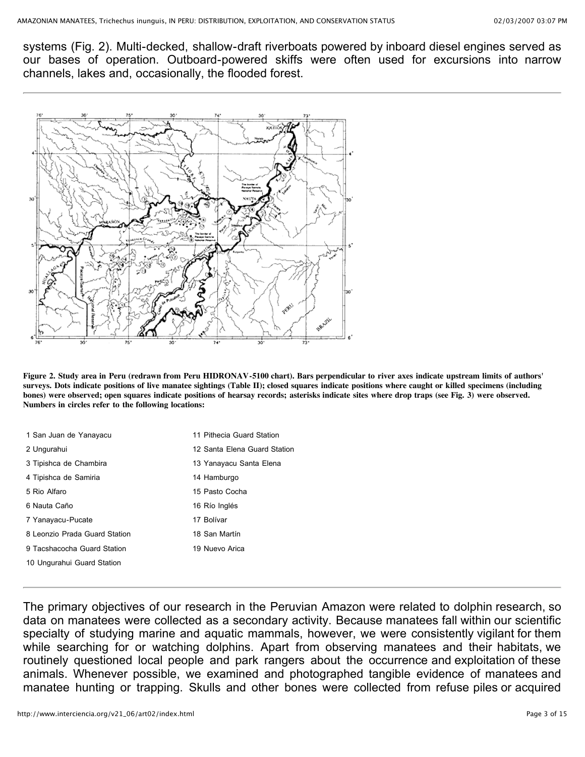systems (Fig. 2). Multi-decked, shallow-draft riverboats powered by inboard diesel engines served as our bases of operation. Outboard-powered skiffs were often used for excursions into narrow channels, lakes and, occasionally, the flooded forest.

**Figure 2. Study area in Peru (redrawn from Peru HIDRONAV-5100 chart). Bars perpendicular to river axes indicate upstream limits of authors' surveys. Dots indicate positions of live manatee sightings (Table II); closed squares indicate positions where caught or killed specimens (including bones) were observed; open squares indicate positions of hearsay records; asterisks indicate sites where drop traps (see Fig. 3) were observed. Numbers in circles refer to the following locations:**

| | |
|---|---|
| 1 San Juan de Yanayacu | 11 Pithecia Guard Station |
| 2 Ungurahui | 12 Santa Elena Guard Station |
| 3 Tipishca de Chambira | 13 Yanayacu Santa Elena |
| 4 Tipishca de Samiria | 14 Hamburgo |
| 5 Rio Alfaro | 15 Pasto Cocha |
| 6 Nauta Caño | 16 Río Inglés |
| 7 Yanayacu-Pucate | 17 Bolívar |
| 8 Leonzio Prada Guard Station | 18 San Martín |
| 9 Tacshacocha Guard Station | 19 Nuevo Arica |
| 10 Ungurahui Guard Station | |

The primary objectives of our research in the Peruvian Amazon were related to dolphin research, so data on manatees were collected as a secondary activity. Because manatees fall within our scientific specialty of studying marine and aquatic mammals, however, we were consistently vigilant for them while searching for or watching dolphins. Apart from observing manatees and their habitats, we routinely questioned local people and park rangers about the occurrence and exploitation of these animals. Whenever possible, we examined and photographed tangible evidence of manatees and manatee hunting or trapping. Skulls and other bones were collected from refuse piles or acquired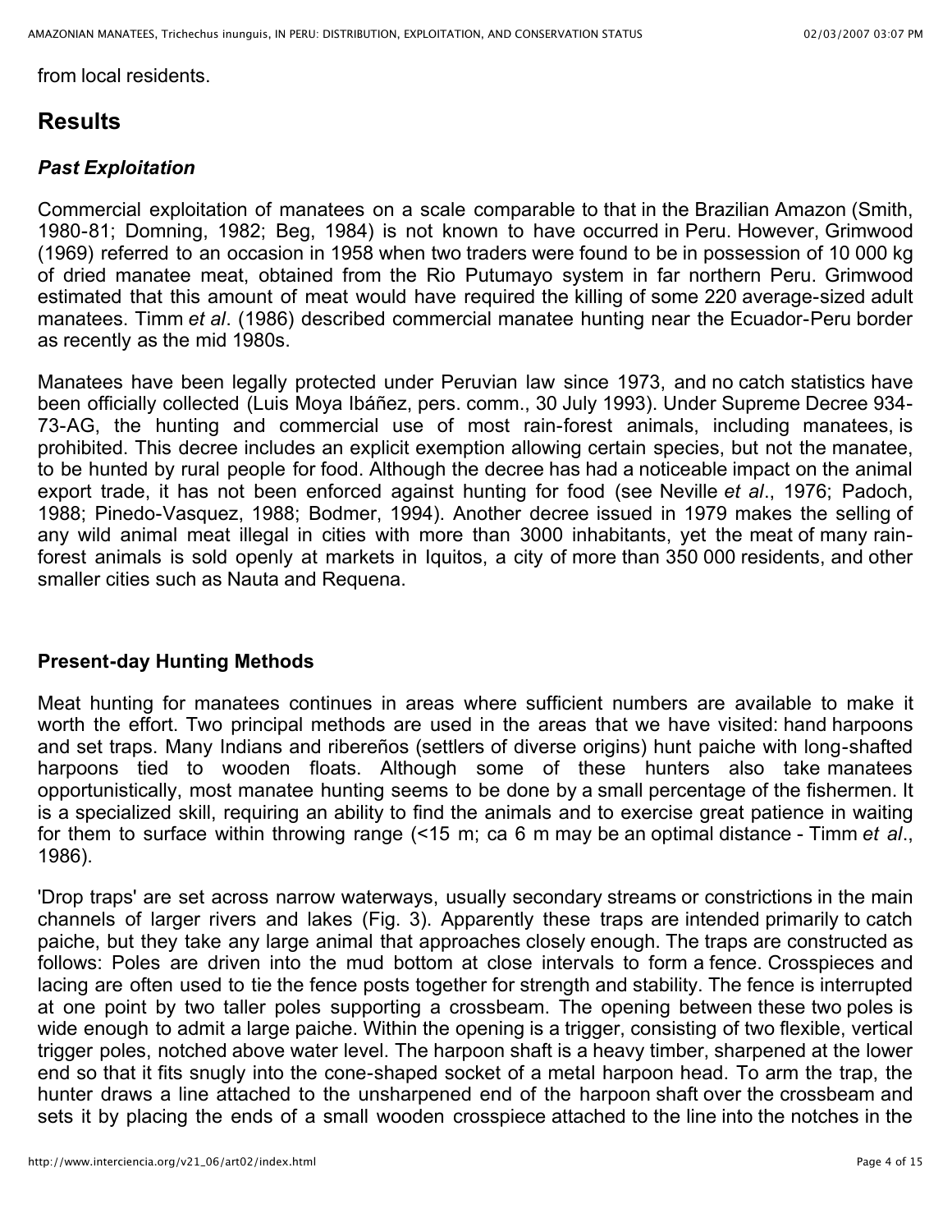from local residents.

## Results

### *Past Exploitation*

Commercial exploitation of manatees on a scale comparable to that in the Brazilian Amazon (Smith, 1980-81; Domning, 1982; Beg, 1984) is not known to have occurred in Peru. However, Grimwood (1969) referred to an occasion in 1958 when two traders were found to be in possession of 10 000 kg of dried manatee meat, obtained from the Rio Putumayo system in far northern Peru. Grimwood estimated that this amount of meat would have required the killing of some 220 average-sized adult manatees. Timm *et al*. (1986) described commercial manatee hunting near the Ecuador-Peru border as recently as the mid 1980s.

Manatees have been legally protected under Peruvian law since 1973, and no catch statistics have been officially collected (Luis Moya Ibáñez, pers. comm., 30 July 1993). Under Supreme Decree 934-73-AG, the hunting and commercial use of most rain-forest animals, including manatees, is prohibited. This decree includes an explicit exemption allowing certain species, but not the manatee, to be hunted by rural people for food. Although the decree has had a noticeable impact on the animal export trade, it has not been enforced against hunting for food (see Neville *et al*., 1976; Padoch, 1988; Pinedo-Vasquez, 1988; Bodmer, 1994). Another decree issued in 1979 makes the selling of any wild animal meat illegal in cities with more than 3000 inhabitants, yet the meat of many rain-forest animals is sold openly at markets in Iquitos, a city of more than 350 000 residents, and other smaller cities such as Nauta and Requena.

### Present-day Hunting Methods

Meat hunting for manatees continues in areas where sufficient numbers are available to make it worth the effort. Two principal methods are used in the areas that we have visited: hand harpoons and set traps. Many Indians and ribereños (settlers of diverse origins) hunt paiche with long-shafted harpoons tied to wooden floats. Although some of these hunters also take manatees opportunistically, most manatee hunting seems to be done by a small percentage of the fishermen. It is a specialized skill, requiring an ability to find the animals and to exercise great patience in waiting for them to surface within throwing range (<15 m; ca 6 m may be an optimal distance - Timm *et al*., 1986).

'Drop traps' are set across narrow waterways, usually secondary streams or constrictions in the main channels of larger rivers and lakes (Fig. 3). Apparently these traps are intended primarily to catch paiche, but they take any large animal that approaches closely enough. The traps are constructed as follows: Poles are driven into the mud bottom at close intervals to form a fence. Crosspieces and lacing are often used to tie the fence posts together for strength and stability. The fence is interrupted at one point by two taller poles supporting a crossbeam. The opening between these two poles is wide enough to admit a large paiche. Within the opening is a trigger, consisting of two flexible, vertical trigger poles, notched above water level. The harpoon shaft is a heavy timber, sharpened at the lower end so that it fits snugly into the cone-shaped socket of a metal harpoon head. To arm the trap, the hunter draws a line attached to the unsharpened end of the harpoon shaft over the crossbeam and sets it by placing the ends of a small wooden crosspiece attached to the line into the notches in the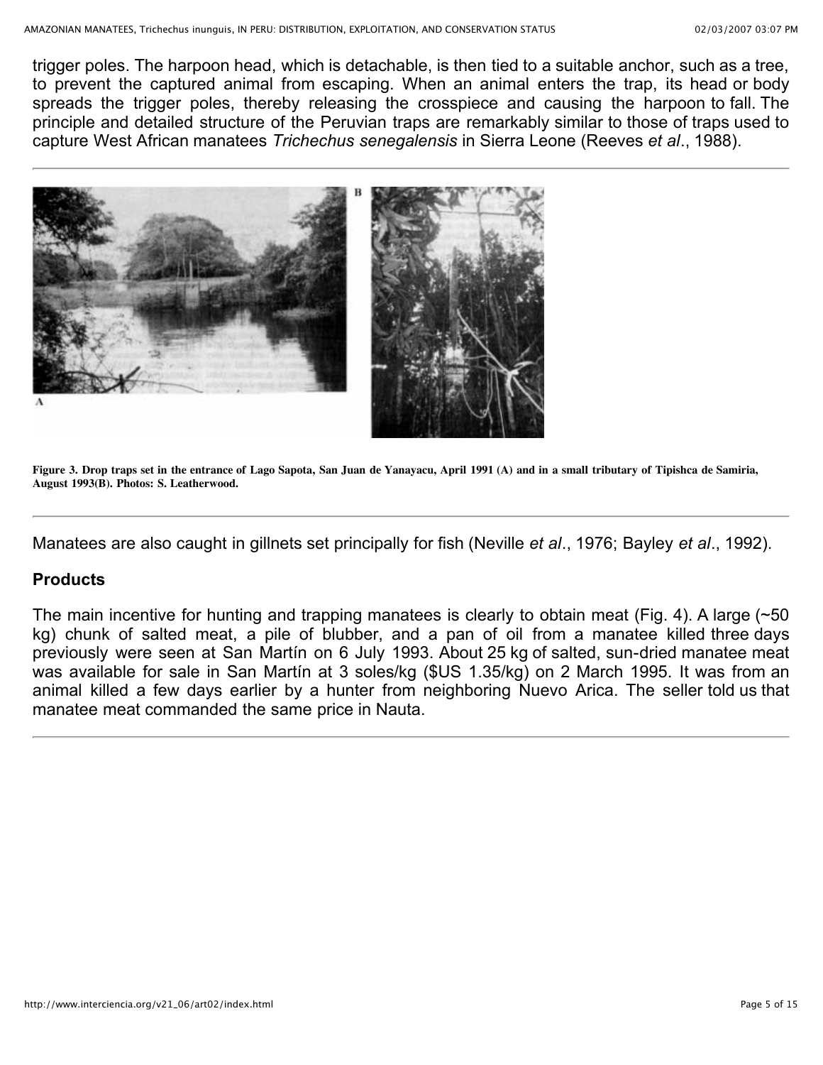trigger poles. The harpoon head, which is detachable, is then tied to a suitable anchor, such as a tree, to prevent the captured animal from escaping. When an animal enters the trap, its head or body spreads the trigger poles, thereby releasing the crosspiece and causing the harpoon to fall. The principle and detailed structure of the Peruvian traps are remarkably similar to those of traps used to capture West African manatees *Trichechus senegalensis* in Sierra Leone (Reeves *et al*., 1988).

**Figure 3. Drop traps set in the entrance of Lago Sapota, San Juan de Yanayacu, April 1991 (A) and in a small tributary of Tipishca de Samiria, August 1993(B). Photos: S. Leatherwood.**

Manatees are also caught in gillnets set principally for fish (Neville *et al*., 1976; Bayley *et al*., 1992).

## Products

The main incentive for hunting and trapping manatees is clearly to obtain meat (Fig. 4). A large (~50 kg) chunk of salted meat, a pile of blubber, and a pan of oil from a manatee killed three days previously were seen at San Martín on 6 July 1993. About 25 kg of salted, sun-dried manatee meat was available for sale in San Martín at 3 soles/kg ($US 1.35/kg) on 2 March 1995. It was from an animal killed a few days earlier by a hunter from neighboring Nuevo Arica. The seller told us that manatee meat commanded the same price in Nauta.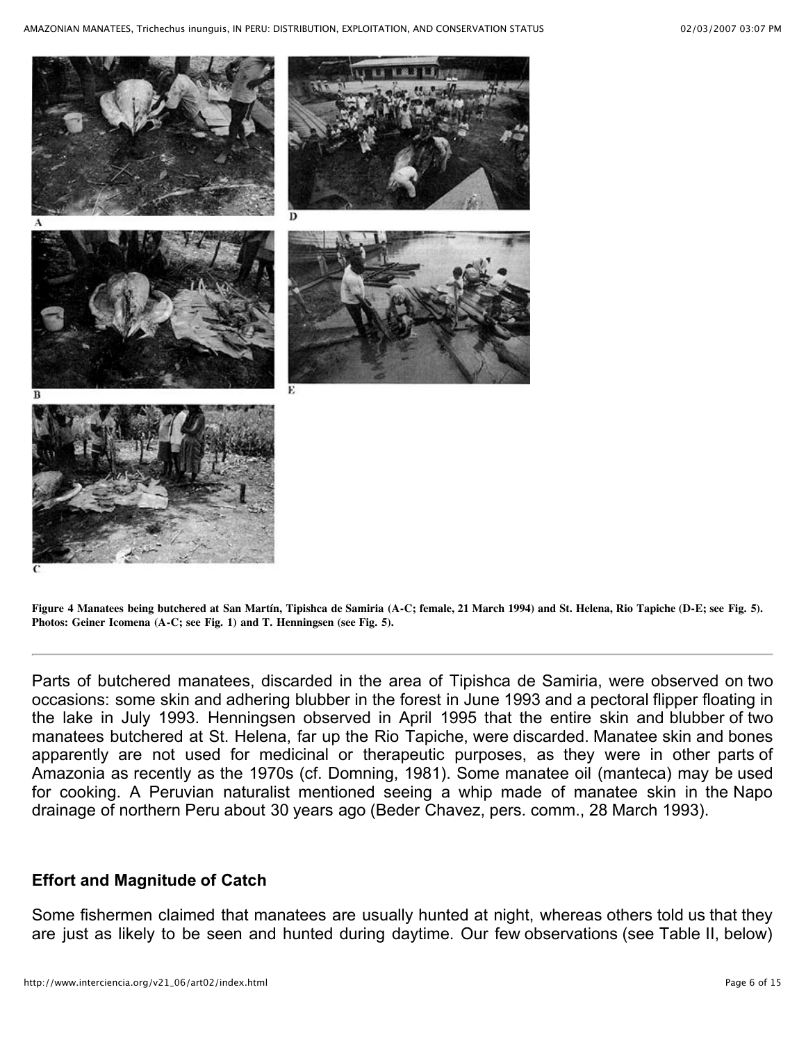**Figure 4 Manatees being butchered at San Martín, Tipishca de Samiria (A-C; female, 21 March 1994) and St. Helena, Rio Tapiche (D-E; see Fig. 5). Photos: Geiner Icomena (A-C; see Fig. 1) and T. Henningsen (see Fig. 5).**

---

Parts of butchered manatees, discarded in the area of Tipishca de Samiria, were observed on two occasions: some skin and adhering blubber in the forest in June 1993 and a pectoral flipper floating in the lake in July 1993. Henningsen observed in April 1995 that the entire skin and blubber of two manatees butchered at St. Helena, far up the Rio Tapiche, were discarded. Manatee skin and bones apparently are not used for medicinal or therapeutic purposes, as they were in other parts of Amazonia as recently as the 1970s (cf. Domning, 1981). Some manatee oil (manteca) may be used for cooking. A Peruvian naturalist mentioned seeing a whip made of manatee skin in the Napo drainage of northern Peru about 30 years ago (Beder Chavez, pers. comm., 28 March 1993).

### Effort and Magnitude of Catch

Some fishermen claimed that manatees are usually hunted at night, whereas others told us that they are just as likely to be seen and hunted during daytime. Our few observations (see Table II, below)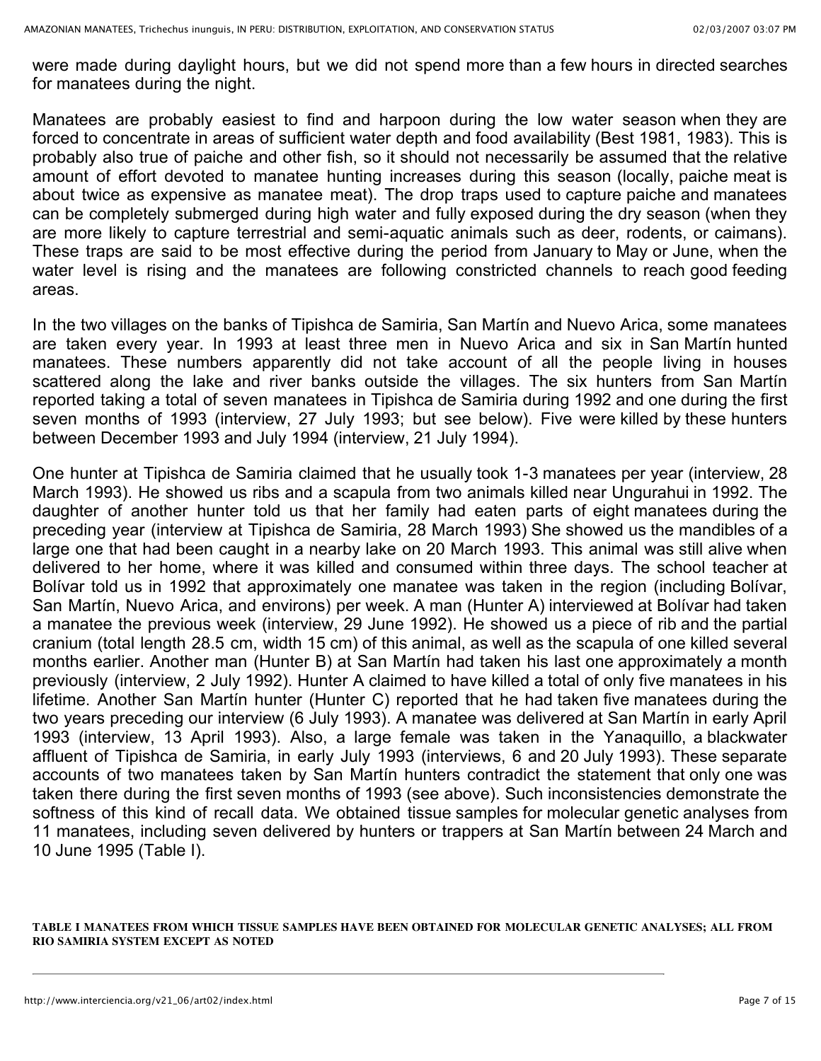were made during daylight hours, but we did not spend more than a few hours in directed searches for manatees during the night.

Manatees are probably easiest to find and harpoon during the low water season when they are forced to concentrate in areas of sufficient water depth and food availability (Best 1981, 1983). This is probably also true of paiche and other fish, so it should not necessarily be assumed that the relative amount of effort devoted to manatee hunting increases during this season (locally, paiche meat is about twice as expensive as manatee meat). The drop traps used to capture paiche and manatees can be completely submerged during high water and fully exposed during the dry season (when they are more likely to capture terrestrial and semi-aquatic animals such as deer, rodents, or caimans). These traps are said to be most effective during the period from January to May or June, when the water level is rising and the manatees are following constricted channels to reach good feeding areas.

In the two villages on the banks of Tipishca de Samiria, San Martín and Nuevo Arica, some manatees are taken every year. In 1993 at least three men in Nuevo Arica and six in San Martín hunted manatees. These numbers apparently did not take account of all the people living in houses scattered along the lake and river banks outside the villages. The six hunters from San Martín reported taking a total of seven manatees in Tipishca de Samiria during 1992 and one during the first seven months of 1993 (interview, 27 July 1993; but see below). Five were killed by these hunters between December 1993 and July 1994 (interview, 21 July 1994).

One hunter at Tipishca de Samiria claimed that he usually took 1-3 manatees per year (interview, 28 March 1993). He showed us ribs and a scapula from two animals killed near Ungurahui in 1992. The daughter of another hunter told us that her family had eaten parts of eight manatees during the preceding year (interview at Tipishca de Samiria, 28 March 1993) She showed us the mandibles of a large one that had been caught in a nearby lake on 20 March 1993. This animal was still alive when delivered to her home, where it was killed and consumed within three days. The school teacher at Bolívar told us in 1992 that approximately one manatee was taken in the region (including Bolívar, San Martín, Nuevo Arica, and environs) per week. A man (Hunter A) interviewed at Bolívar had taken a manatee the previous week (interview, 29 June 1992). He showed us a piece of rib and the partial cranium (total length 28.5 cm, width 15 cm) of this animal, as well as the scapula of one killed several months earlier. Another man (Hunter B) at San Martín had taken his last one approximately a month previously (interview, 2 July 1992). Hunter A claimed to have killed a total of only five manatees in his lifetime. Another San Martín hunter (Hunter C) reported that he had taken five manatees during the two years preceding our interview (6 July 1993). A manatee was delivered at San Martín in early April 1993 (interview, 13 April 1993). Also, a large female was taken in the Yanaquillo, a blackwater affluent of Tipishca de Samiria, in early July 1993 (interviews, 6 and 20 July 1993). These separate accounts of two manatees taken by San Martín hunters contradict the statement that only one was taken there during the first seven months of 1993 (see above). Such inconsistencies demonstrate the softness of this kind of recall data. We obtained tissue samples for molecular genetic analyses from 11 manatees, including seven delivered by hunters or trappers at San Martín between 24 March and 10 June 1995 (Table I).

**TABLE I MANATEES FROM WHICH TISSUE SAMPLES HAVE BEEN OBTAINED FOR MOLECULAR GENETIC ANALYSES; ALL FROM RIO SAMIRIA SYSTEM EXCEPT AS NOTED**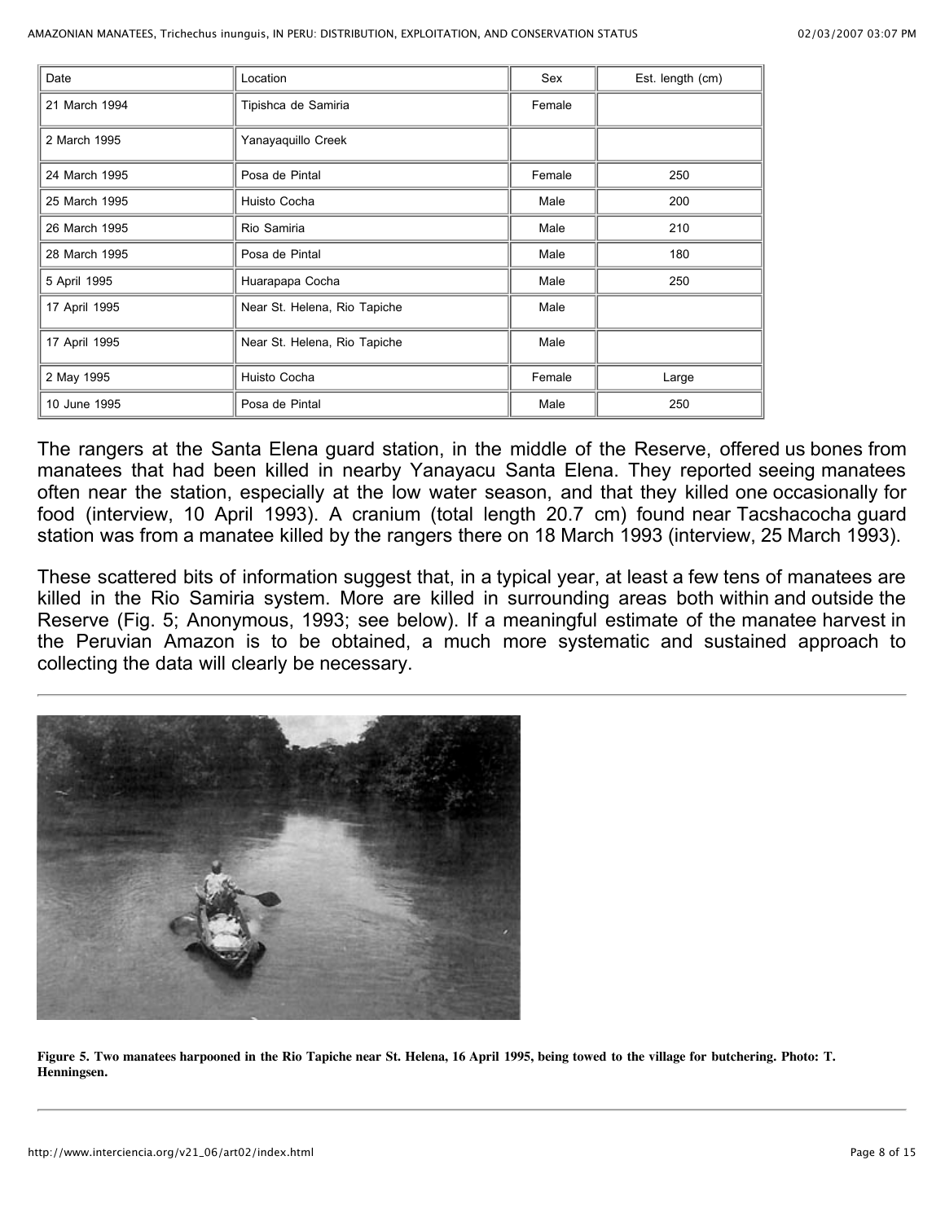| Date | Location | Sex | Est. length (cm) |
|---|---|---|---|
| 21 March 1994 | Tipishca de Samiria | Female | |
| 2 March 1995 | Yanayaquillo Creek | | |
| 24 March 1995 | Posa de Pintal | Female | 250 |
| 25 March 1995 | Huisto Cocha | Male | 200 |
| 26 March 1995 | Rio Samiria | Male | 210 |
| 28 March 1995 | Posa de Pintal | Male | 180 |
| 5 April 1995 | Huarapapa Cocha | Male | 250 |
| 17 April 1995 | Near St. Helena, Rio Tapiche | Male | |
| 17 April 1995 | Near St. Helena, Rio Tapiche | Male | |
| 2 May 1995 | Huisto Cocha | Female | Large |
| 10 June 1995 | Posa de Pintal | Male | 250 |

The rangers at the Santa Elena guard station, in the middle of the Reserve, offered us bones from manatees that had been killed in nearby Yanayacu Santa Elena. They reported seeing manatees often near the station, especially at the low water season, and that they killed one occasionally for food (interview, 10 April 1993). A cranium (total length 20.7 cm) found near Tacshacocha guard station was from a manatee killed by the rangers there on 18 March 1993 (interview, 25 March 1993).

These scattered bits of information suggest that, in a typical year, at least a few tens of manatees are killed in the Rio Samiria system. More are killed in surrounding areas both within and outside the Reserve (Fig. 5; Anonymous, 1993; see below). If a meaningful estimate of the manatee harvest in the Peruvian Amazon is to be obtained, a much more systematic and sustained approach to collecting the data will clearly be necessary.

**Figure 5. Two manatees harpooned in the Rio Tapiche near St. Helena, 16 April 1995, being towed to the village for butchering. Photo: T. Henningsen.**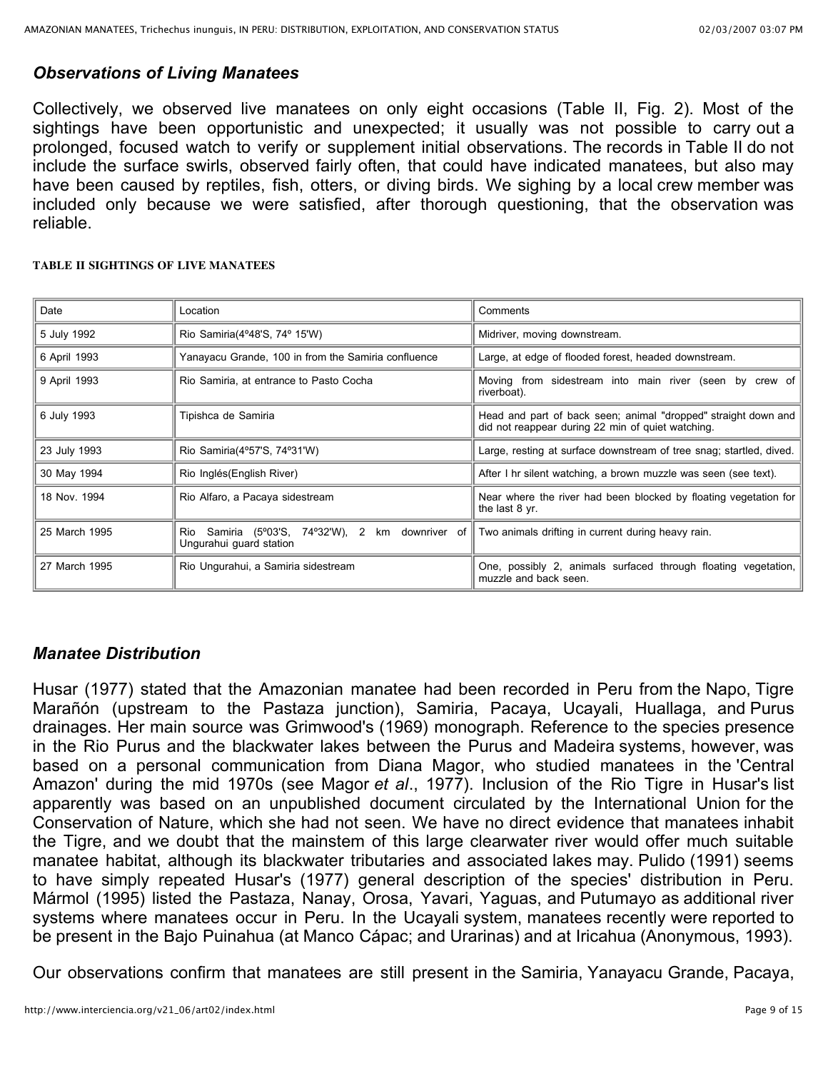### *Observations of Living Manatees*

Collectively, we observed live manatees on only eight occasions (Table II, Fig. 2). Most of the sightings have been opportunistic and unexpected; it usually was not possible to carry out a prolonged, focused watch to verify or supplement initial observations. The records in Table II do not include the surface swirls, observed fairly often, that could have indicated manatees, but also may have been caused by reptiles, fish, otters, or diving birds. We sighing by a local crew member was included only because we were satisfied, after thorough questioning, that the observation was reliable.

**TABLE II SIGHTINGS OF LIVE MANATEES**

| Date | Location | Comments |
|---|---|---|
| 5 July 1992 | Rio Samiria(4º48'S, 74º 15'W) | Midriver, moving downstream. |
| 6 April 1993 | Yanayacu Grande, 100 in from the Samiria confluence | Large, at edge of flooded forest, headed downstream. |
| 9 April 1993 | Rio Samiria, at entrance to Pasto Cocha | Moving from sidestream into main river (seen by crew of riverboat). |
| 6 July 1993 | Tipishca de Samiria | Head and part of back seen; animal "dropped" straight down and did not reappear during 22 min of quiet watching. |
| 23 July 1993 | Rio Samiria(4º57'S, 74º31'W) | Large, resting at surface downstream of tree snag; startled, dived. |
| 30 May 1994 | Rio Inglés(English River) | After I hr silent watching, a brown muzzle was seen (see text). |
| 18 Nov. 1994 | Rio Alfaro, a Pacaya sidestream | Near where the river had been blocked by floating vegetation for the last 8 yr. |
| 25 March 1995 | Rio Samiria (5º03'S, 74º32'W), 2 km downriver of Ungurahui guard station | Two animals drifting in current during heavy rain. |
| 27 March 1995 | Rio Ungurahui, a Samiria sidestream | One, possibly 2, animals surfaced through floating vegetation, muzzle and back seen. |

### *Manatee Distribution*

Husar (1977) stated that the Amazonian manatee had been recorded in Peru from the Napo, Tigre Marañón (upstream to the Pastaza junction), Samiria, Pacaya, Ucayali, Huallaga, and Purus drainages. Her main source was Grimwood's (1969) monograph. Reference to the species presence in the Rio Purus and the blackwater lakes between the Purus and Madeira systems, however, was based on a personal communication from Diana Magor, who studied manatees in the 'Central Amazon' during the mid 1970s (see Magor *et al*., 1977). Inclusion of the Rio Tigre in Husar's list apparently was based on an unpublished document circulated by the International Union for the Conservation of Nature, which she had not seen. We have no direct evidence that manatees inhabit the Tigre, and we doubt that the mainstem of this large clearwater river would offer much suitable manatee habitat, although its blackwater tributaries and associated lakes may. Pulido (1991) seems to have simply repeated Husar's (1977) general description of the species' distribution in Peru. Mármol (1995) listed the Pastaza, Nanay, Orosa, Yavari, Yaguas, and Putumayo as additional river systems where manatees occur in Peru. In the Ucayali system, manatees recently were reported to be present in the Bajo Puinahua (at Manco Cápac; and Urarinas) and at Iricahua (Anonymous, 1993).

Our observations confirm that manatees are still present in the Samiria, Yanayacu Grande, Pacaya,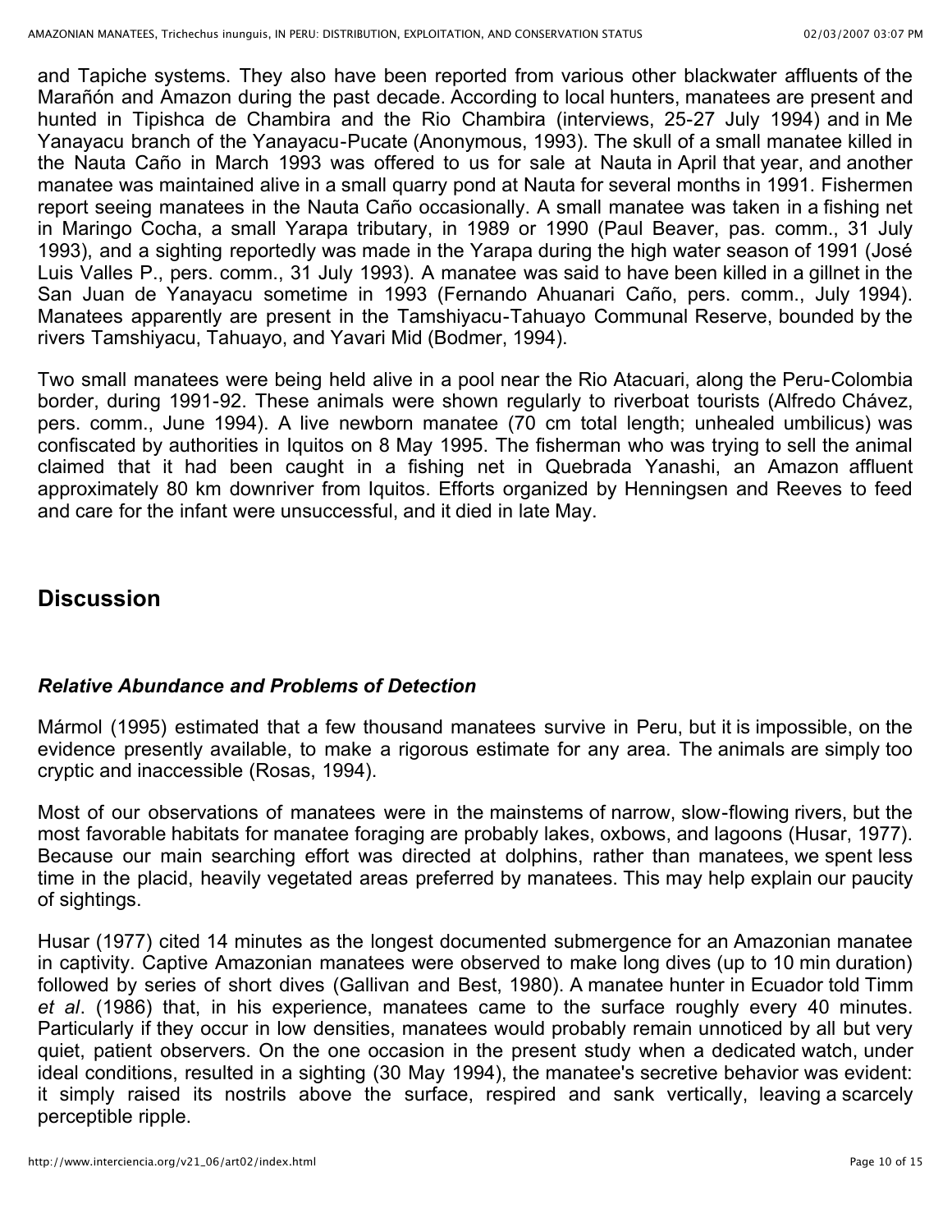and Tapiche systems. They also have been reported from various other blackwater affluents of the Marañón and Amazon during the past decade. According to local hunters, manatees are present and hunted in Tipishca de Chambira and the Rio Chambira (interviews, 25-27 July 1994) and in Me Yanayacu branch of the Yanayacu-Pucate (Anonymous, 1993). The skull of a small manatee killed in the Nauta Caño in March 1993 was offered to us for sale at Nauta in April that year, and another manatee was maintained alive in a small quarry pond at Nauta for several months in 1991. Fishermen report seeing manatees in the Nauta Caño occasionally. A small manatee was taken in a fishing net in Maringo Cocha, a small Yarapa tributary, in 1989 or 1990 (Paul Beaver, pas. comm., 31 July 1993), and a sighting reportedly was made in the Yarapa during the high water season of 1991 (José Luis Valles P., pers. comm., 31 July 1993). A manatee was said to have been killed in a gillnet in the San Juan de Yanayacu sometime in 1993 (Fernando Ahuanari Caño, pers. comm., July 1994). Manatees apparently are present in the Tamshiyacu-Tahuayo Communal Reserve, bounded by the rivers Tamshiyacu, Tahuayo, and Yavari Mid (Bodmer, 1994).

Two small manatees were being held alive in a pool near the Rio Atacuari, along the Peru-Colombia border, during 1991-92. These animals were shown regularly to riverboat tourists (Alfredo Chávez, pers. comm., June 1994). A live newborn manatee (70 cm total length; unhealed umbilicus) was confiscated by authorities in Iquitos on 8 May 1995. The fisherman who was trying to sell the animal claimed that it had been caught in a fishing net in Quebrada Yanashi, an Amazon affluent approximately 80 km downriver from Iquitos. Efforts organized by Henningsen and Reeves to feed and care for the infant were unsuccessful, and it died in late May.

## Discussion

### *Relative Abundance and Problems of Detection*

Mármol (1995) estimated that a few thousand manatees survive in Peru, but it is impossible, on the evidence presently available, to make a rigorous estimate for any area. The animals are simply too cryptic and inaccessible (Rosas, 1994).

Most of our observations of manatees were in the mainstems of narrow, slow-flowing rivers, but the most favorable habitats for manatee foraging are probably lakes, oxbows, and lagoons (Husar, 1977). Because our main searching effort was directed at dolphins, rather than manatees, we spent less time in the placid, heavily vegetated areas preferred by manatees. This may help explain our paucity of sightings.

Husar (1977) cited 14 minutes as the longest documented submergence for an Amazonian manatee in captivity. Captive Amazonian manatees were observed to make long dives (up to 10 min duration) followed by series of short dives (Gallivan and Best, 1980). A manatee hunter in Ecuador told Timm *et al*. (1986) that, in his experience, manatees came to the surface roughly every 40 minutes. Particularly if they occur in low densities, manatees would probably remain unnoticed by all but very quiet, patient observers. On the one occasion in the present study when a dedicated watch, under ideal conditions, resulted in a sighting (30 May 1994), the manatee's secretive behavior was evident: it simply raised its nostrils above the surface, respired and sank vertically, leaving a scarcely perceptible ripple.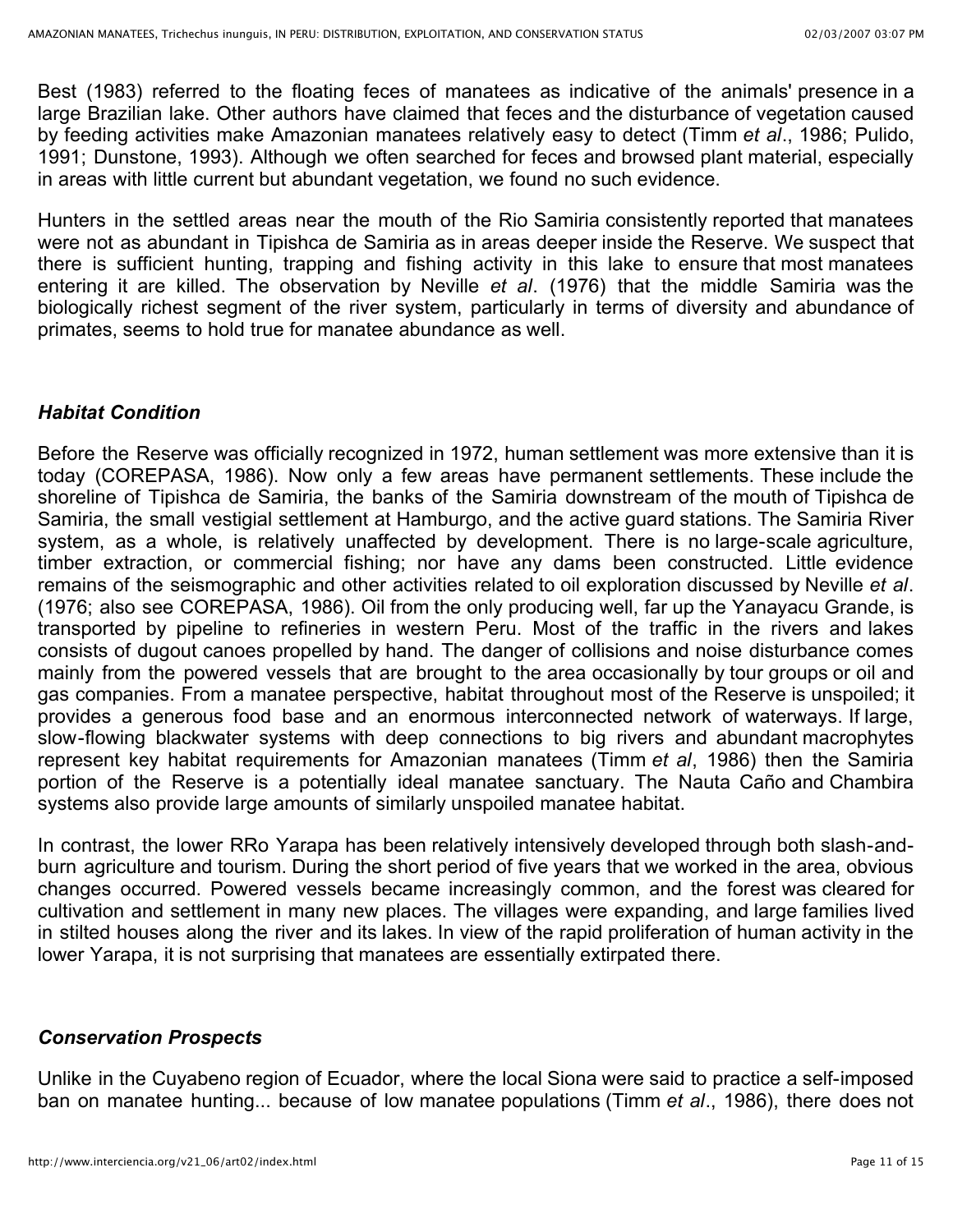Best (1983) referred to the floating feces of manatees as indicative of the animals' presence in a large Brazilian lake. Other authors have claimed that feces and the disturbance of vegetation caused by feeding activities make Amazonian manatees relatively easy to detect (Timm *et al*., 1986; Pulido, 1991; Dunstone, 1993). Although we often searched for feces and browsed plant material, especially in areas with little current but abundant vegetation, we found no such evidence.

Hunters in the settled areas near the mouth of the Rio Samiria consistently reported that manatees were not as abundant in Tipishca de Samiria as in areas deeper inside the Reserve. We suspect that there is sufficient hunting, trapping and fishing activity in this lake to ensure that most manatees entering it are killed. The observation by Neville *et al*. (1976) that the middle Samiria was the biologically richest segment of the river system, particularly in terms of diversity and abundance of primates, seems to hold true for manatee abundance as well.

### *Habitat Condition*

Before the Reserve was officially recognized in 1972, human settlement was more extensive than it is today (COREPASA, 1986). Now only a few areas have permanent settlements. These include the shoreline of Tipishca de Samiria, the banks of the Samiria downstream of the mouth of Tipishca de Samiria, the small vestigial settlement at Hamburgo, and the active guard stations. The Samiria River system, as a whole, is relatively unaffected by development. There is no large-scale agriculture, timber extraction, or commercial fishing; nor have any dams been constructed. Little evidence remains of the seismographic and other activities related to oil exploration discussed by Neville *et al*. (1976; also see COREPASA, 1986). Oil from the only producing well, far up the Yanayacu Grande, is transported by pipeline to refineries in western Peru. Most of the traffic in the rivers and lakes consists of dugout canoes propelled by hand. The danger of collisions and noise disturbance comes mainly from the powered vessels that are brought to the area occasionally by tour groups or oil and gas companies. From a manatee perspective, habitat throughout most of the Reserve is unspoiled; it provides a generous food base and an enormous interconnected network of waterways. If large, slow-flowing blackwater systems with deep connections to big rivers and abundant macrophytes represent key habitat requirements for Amazonian manatees (Timm *et al*, 1986) then the Samiria portion of the Reserve is a potentially ideal manatee sanctuary. The Nauta Caño and Chambira systems also provide large amounts of similarly unspoiled manatee habitat.

In contrast, the lower RRo Yarapa has been relatively intensively developed through both slash-and-burn agriculture and tourism. During the short period of five years that we worked in the area, obvious changes occurred. Powered vessels became increasingly common, and the forest was cleared for cultivation and settlement in many new places. The villages were expanding, and large families lived in stilted houses along the river and its lakes. In view of the rapid proliferation of human activity in the lower Yarapa, it is not surprising that manatees are essentially extirpated there.

### *Conservation Prospects*

Unlike in the Cuyabeno region of Ecuador, where the local Siona were said to practice a self-imposed ban on manatee hunting... because of low manatee populations (Timm *et al*., 1986), there does not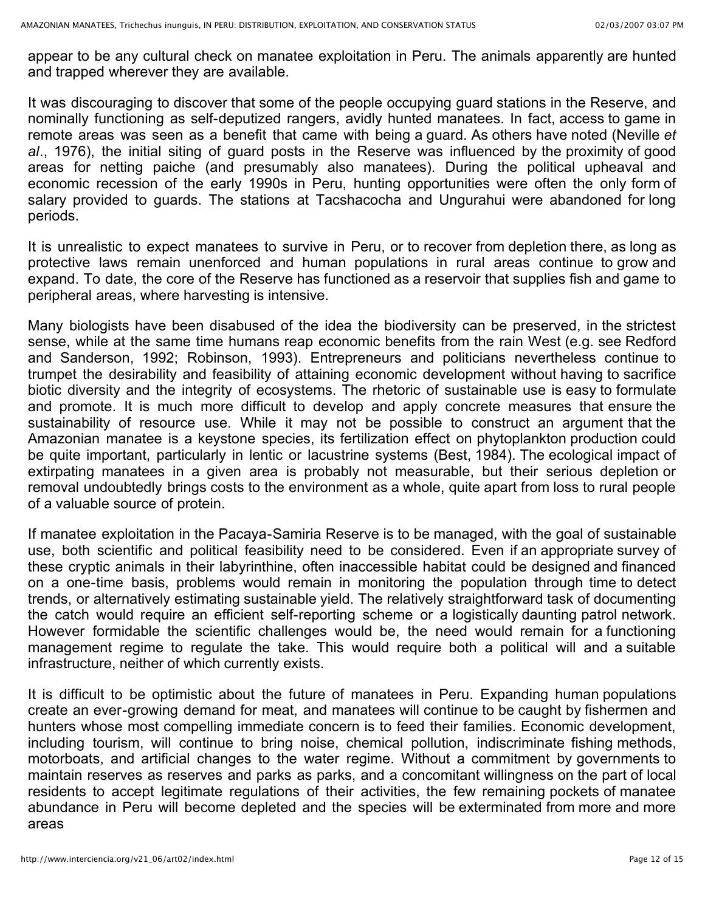appear to be any cultural check on manatee exploitation in Peru. The animals apparently are hunted and trapped wherever they are available.

It was discouraging to discover that some of the people occupying guard stations in the Reserve, and nominally functioning as self-deputized rangers, avidly hunted manatees. In fact, access to game in remote areas was seen as a benefit that came with being a guard. As others have noted (Neville *et al*., 1976), the initial siting of guard posts in the Reserve was influenced by the proximity of good areas for netting paiche (and presumably also manatees). During the political upheaval and economic recession of the early 1990s in Peru, hunting opportunities were often the only form of salary provided to guards. The stations at Tacshacocha and Ungurahui were abandoned for long periods.

It is unrealistic to expect manatees to survive in Peru, or to recover from depletion there, as long as protective laws remain unenforced and human populations in rural areas continue to grow and expand. To date, the core of the Reserve has functioned as a reservoir that supplies fish and game to peripheral areas, where harvesting is intensive.

Many biologists have been disabused of the idea the biodiversity can be preserved, in the strictest sense, while at the same time humans reap economic benefits from the rain West (e.g. see Redford and Sanderson, 1992; Robinson, 1993). Entrepreneurs and politicians nevertheless continue to trumpet the desirability and feasibility of attaining economic development without having to sacrifice biotic diversity and the integrity of ecosystems. The rhetoric of sustainable use is easy to formulate and promote. It is much more difficult to develop and apply concrete measures that ensure the sustainability of resource use. While it may not be possible to construct an argument that the Amazonian manatee is a keystone species, its fertilization effect on phytoplankton production could be quite important, particularly in lentic or lacustrine systems (Best, 1984). The ecological impact of extirpating manatees in a given area is probably not measurable, but their serious depletion or removal undoubtedly brings costs to the environment as a whole, quite apart from loss to rural people of a valuable source of protein.

If manatee exploitation in the Pacaya-Samiria Reserve is to be managed, with the goal of sustainable use, both scientific and political feasibility need to be considered. Even if an appropriate survey of these cryptic animals in their labyrinthine, often inaccessible habitat could be designed and financed on a one-time basis, problems would remain in monitoring the population through time to detect trends, or alternatively estimating sustainable yield. The relatively straightforward task of documenting the catch would require an efficient self-reporting scheme or a logistically daunting patrol network. However formidable the scientific challenges would be, the need would remain for a functioning management regime to regulate the take. This would require both a political will and a suitable infrastructure, neither of which currently exists.

It is difficult to be optimistic about the future of manatees in Peru. Expanding human populations create an ever-growing demand for meat, and manatees will continue to be caught by fishermen and hunters whose most compelling immediate concern is to feed their families. Economic development, including tourism, will continue to bring noise, chemical pollution, indiscriminate fishing methods, motorboats, and artificial changes to the water regime. Without a commitment by governments to maintain reserves as reserves and parks as parks, and a concomitant willingness on the part of local residents to accept legitimate regulations of their activities, the few remaining pockets of manatee abundance in Peru will become depleted and the species will be exterminated from more and more areas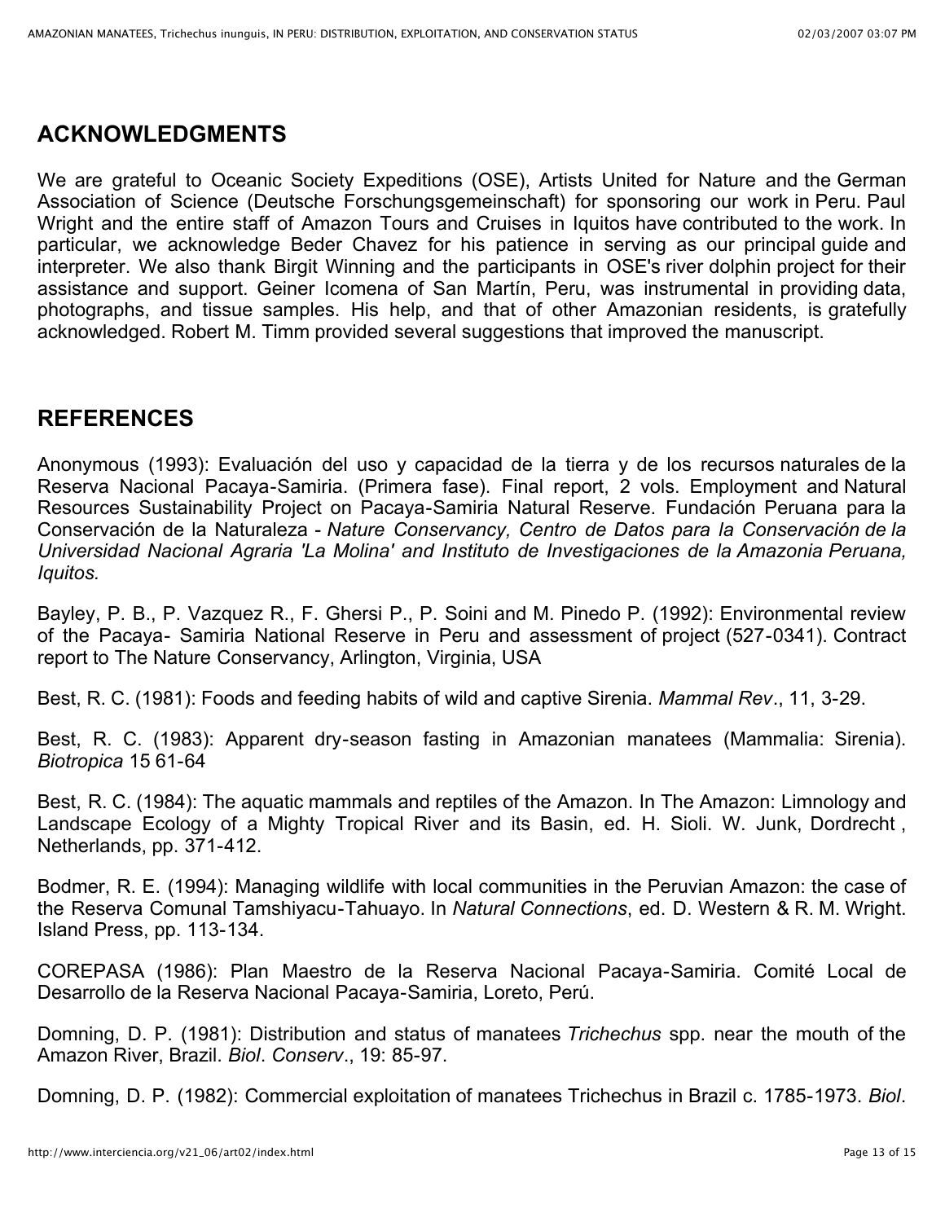## ACKNOWLEDGMENTS

We are grateful to Oceanic Society Expeditions (OSE), Artists United for Nature and the German Association of Science (Deutsche Forschungsgemeinschaft) for sponsoring our work in Peru. Paul Wright and the entire staff of Amazon Tours and Cruises in Iquitos have contributed to the work. In particular, we acknowledge Beder Chavez for his patience in serving as our principal guide and interpreter. We also thank Birgit Winning and the participants in OSE's river dolphin project for their assistance and support. Geiner Icomena of San Martín, Peru, was instrumental in providing data, photographs, and tissue samples. His help, and that of other Amazonian residents, is gratefully acknowledged. Robert M. Timm provided several suggestions that improved the manuscript.

## REFERENCES

Anonymous (1993): Evaluación del uso y capacidad de la tierra y de los recursos naturales de la Reserva Nacional Pacaya-Samiria. (Primera fase). Final report, 2 vols. Employment and Natural Resources Sustainability Project on Pacaya-Samiria Natural Reserve. Fundación Peruana para la Conservación de la Naturaleza - *Nature Conservancy, Centro de Datos para la Conservación de la Universidad Nacional Agraria 'La Molina' and Instituto de Investigaciones de la Amazonia Peruana, Iquitos.*

Bayley, P. B., P. Vazquez R., F. Ghersi P., P. Soini and M. Pinedo P. (1992): Environmental review of the Pacaya- Samiria National Reserve in Peru and assessment of project (527-0341). Contract report to The Nature Conservancy, Arlington, Virginia, USA

Best, R. C. (1981): Foods and feeding habits of wild and captive Sirenia. *Mammal Rev*., 11, 3-29.

Best, R. C. (1983): Apparent dry-season fasting in Amazonian manatees (Mammalia: Sirenia). *Biotropica* 15 61-64

Best, R. C. (1984): The aquatic mammals and reptiles of the Amazon. In The Amazon: Limnology and Landscape Ecology of a Mighty Tropical River and its Basin, ed. H. Sioli. W. Junk, Dordrecht , Netherlands, pp. 371-412.

Bodmer, R. E. (1994): Managing wildlife with local communities in the Peruvian Amazon: the case of the Reserva Comunal Tamshiyacu-Tahuayo. In *Natural Connections*, ed. D. Western & R. M. Wright. Island Press, pp. 113-134.

COREPASA (1986): Plan Maestro de la Reserva Nacional Pacaya-Samiria. Comité Local de Desarrollo de la Reserva Nacional Pacaya-Samiria, Loreto, Perú.

Domning, D. P. (1981): Distribution and status of manatees *Trichechus* spp. near the mouth of the Amazon River, Brazil. *Biol*. *Conserv*., 19: 85-97.

Domning, D. P. (1982): Commercial exploitation of manatees Trichechus in Brazil c. 1785-1973. *Biol*.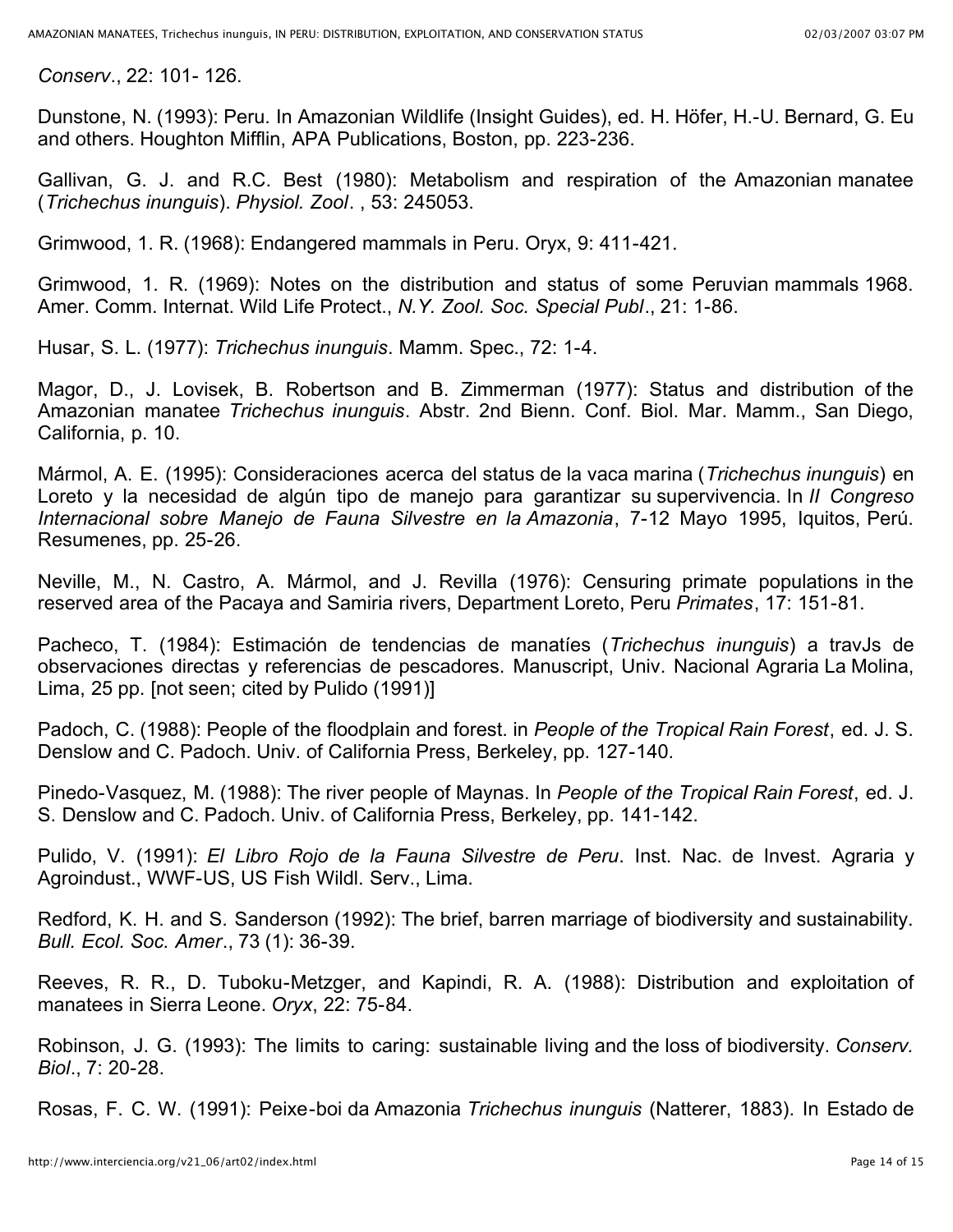*Conserv*., 22: 101- 126.

Dunstone, N. (1993): Peru. In Amazonian Wildlife (Insight Guides), ed. H. Höfer, H.-U. Bernard, G. Eu and others. Houghton Mifflin, APA Publications, Boston, pp. 223-236.

Gallivan, G. J. and R.C. Best (1980): Metabolism and respiration of the Amazonian manatee (*Trichechus inunguis*). *Physiol. Zool*. , 53: 245053.

Grimwood, 1. R. (1968): Endangered mammals in Peru. Oryx, 9: 411-421.

Grimwood, 1. R. (1969): Notes on the distribution and status of some Peruvian mammals 1968. Amer. Comm. Internat. Wild Life Protect., *N.Y. Zool. Soc. Special Publ*., 21: 1-86.

Husar, S. L. (1977): *Trichechus inunguis*. Mamm. Spec., 72: 1-4.

Magor, D., J. Lovisek, B. Robertson and B. Zimmerman (1977): Status and distribution of the Amazonian manatee *Trichechus inunguis*. Abstr. 2nd Bienn. Conf. Biol. Mar. Mamm., San Diego, California, p. 10.

Mármol, A. E. (1995): Consideraciones acerca del status de la vaca marina (*Trichechus inunguis*) en Loreto y la necesidad de algún tipo de manejo para garantizar su supervivencia. In *II Congreso Internacional sobre Manejo de Fauna Silvestre en la Amazonia*, 7-12 Mayo 1995, Iquitos, Perú. Resumenes, pp. 25-26.

Neville, M., N. Castro, A. Mármol, and J. Revilla (1976): Censuring primate populations in the reserved area of the Pacaya and Samiria rivers, Department Loreto, Peru *Primates*, 17: 151-81.

Pacheco, T. (1984): Estimación de tendencias de manatíes (*Trichechus inunguis*) a travJs de observaciones directas y referencias de pescadores. Manuscript, Univ. Nacional Agraria La Molina, Lima, 25 pp. [not seen; cited by Pulido (1991)]

Padoch, C. (1988): People of the floodplain and forest. in *People of the Tropical Rain Forest*, ed. J. S. Denslow and C. Padoch. Univ. of California Press, Berkeley, pp. 127-140.

Pinedo-Vasquez, M. (1988): The river people of Maynas. In *People of the Tropical Rain Forest*, ed. J. S. Denslow and C. Padoch. Univ. of California Press, Berkeley, pp. 141-142.

Pulido, V. (1991): *El Libro Rojo de la Fauna Silvestre de Peru*. Inst. Nac. de Invest. Agraria y Agroindust., WWF-US, US Fish Wildl. Serv., Lima.

Redford, K. H. and S. Sanderson (1992): The brief, barren marriage of biodiversity and sustainability. *Bull. Ecol. Soc. Amer*., 73 (1): 36-39.

Reeves, R. R., D. Tuboku-Metzger, and Kapindi, R. A. (1988): Distribution and exploitation of manatees in Sierra Leone. *Oryx*, 22: 75-84.

Robinson, J. G. (1993): The limits to caring: sustainable living and the loss of biodiversity. *Conserv. Biol*., 7: 20-28.

Rosas, F. C. W. (1991): Peixe-boi da Amazonia *Trichechus inunguis* (Natterer, 1883). In Estado de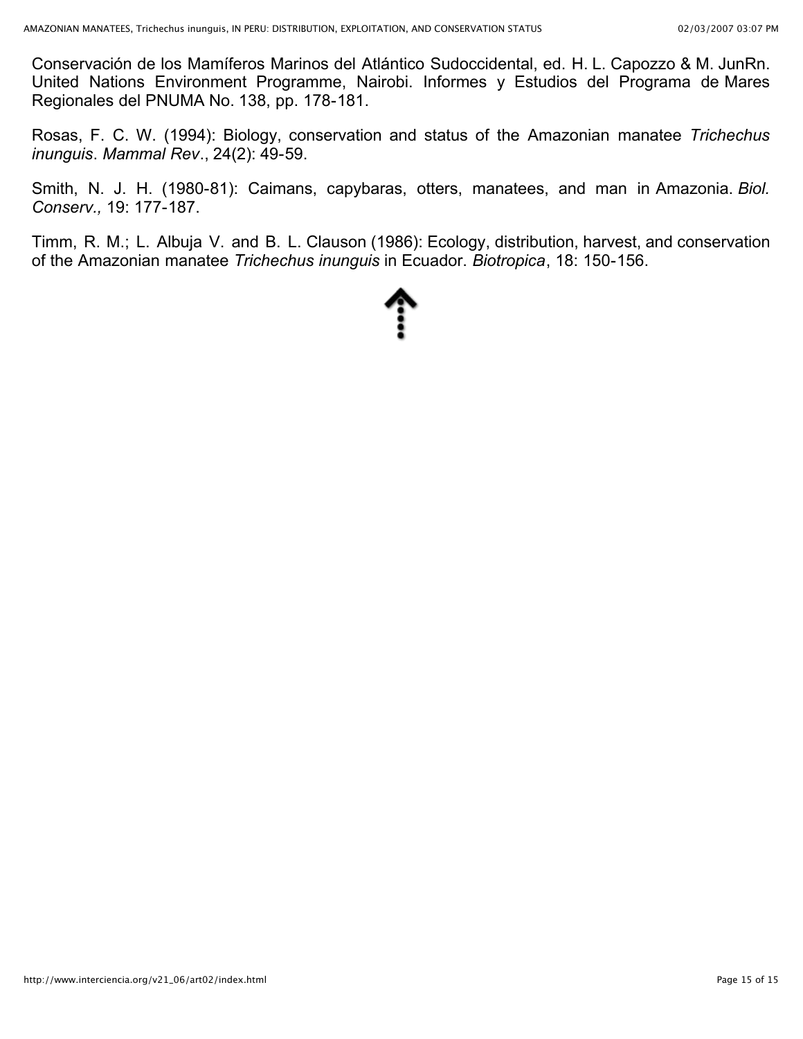Conservación de los Mamíferos Marinos del Atlántico Sudoccidental, ed. H. L. Capozzo & M. JunRn. United Nations Environment Programme, Nairobi. Informes y Estudios del Programa de Mares Regionales del PNUMA No. 138, pp. 178-181.

Rosas, F. C. W. (1994): Biology, conservation and status of the Amazonian manatee *Trichechus inunguis*. *Mammal Rev*., 24(2): 49-59.

Smith, N. J. H. (1980-81): Caimans, capybaras, otters, manatees, and man in Amazonia. *Biol. Conserv.,* 19: 177-187.

Timm, R. M.; L. Albuja V. and B. L. Clauson (1986): Ecology, distribution, harvest, and conservation of the Amazonian manatee *Trichechus inunguis* in Ecuador. *Biotropica*, 18: 150-156.